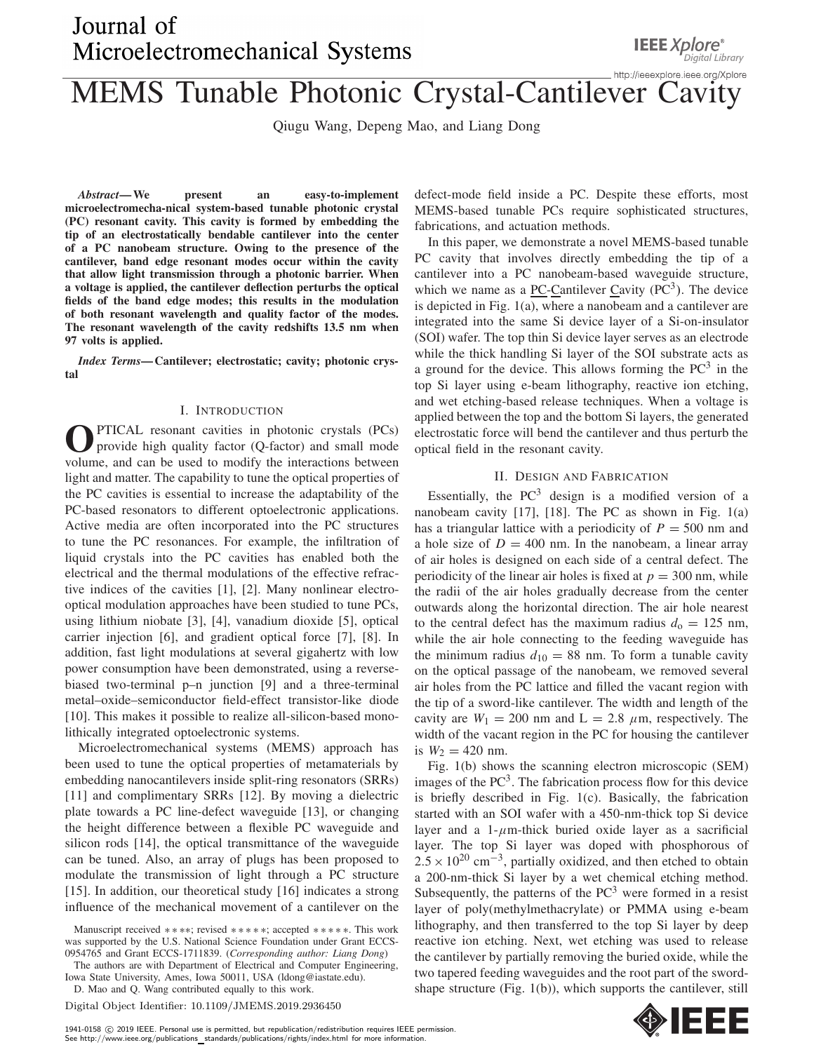# MEMS Tunable Photonic Crystal-Cantilever Cavity

Qiugu Wang, Depeng Mao, and Liang Dong

***Abstract*—We present an easy-to-implement microelectromecha-nical system-based tunable photonic crystal (PC) resonant cavity. This cavity is formed by embedding the tip of an electrostatically bendable cantilever into the center of a PC nanobeam structure. Owing to the presence of the cantilever, band edge resonant modes occur within the cavity that allow light transmission through a photonic barrier. When a voltage is applied, the cantilever deflection perturbs the optical fields of the band edge modes; this results in the modulation of both resonant wavelength and quality factor of the modes. The resonant wavelength of the cavity redshifts 13.5 nm when 97 volts is applied.**

***Index Terms*—Cantilever; electrostatic; cavity; photonic crystal**

## I. Introduction

OPTICAL resonant cavities in photonic crystals (PCs) provide high quality factor (Q-factor) and small mode volume, and can be used to modify the interactions between light and matter. The capability to tune the optical properties of the PC cavities is essential to increase the adaptability of the PC-based resonators to different optoelectronic applications. Active media are often incorporated into the PC structures to tune the PC resonances. For example, the infiltration of liquid crystals into the PC cavities has enabled both the electrical and the thermal modulations of the effective refractive indices of the cavities [1], [2]. Many nonlinear electro-optical modulation approaches have been studied to tune PCs, using lithium niobate [3], [4], vanadium dioxide [5], optical carrier injection [6], and gradient optical force [7], [8]. In addition, fast light modulations at several gigahertz with low power consumption have been demonstrated, using a reverse-biased two-terminal p–n junction [9] and a three-terminal metal–oxide–semiconductor field-effect transistor-like diode [10]. This makes it possible to realize all-silicon-based monolithically integrated optoelectronic systems.

Microelectromechanical systems (MEMS) approach has been used to tune the optical properties of metamaterials by embedding nanocantilevers inside split-ring resonators (SRRs) [11] and complimentary SRRs [12]. By moving a dielectric plate towards a PC line-defect waveguide [13], or changing the height difference between a flexible PC waveguide and silicon rods [14], the optical transmittance of the waveguide can be tuned. Also, an array of plugs has been proposed to modulate the transmission of light through a PC structure [15]. In addition, our theoretical study [16] indicates a strong influence of the mechanical movement of a cantilever on the defect-mode field inside a PC. Despite these efforts, most MEMS-based tunable PCs require sophisticated structures, fabrications, and actuation methods.

In this paper, we demonstrate a novel MEMS-based tunable PC cavity that involves directly embedding the tip of a cantilever into a PC nanobeam-based waveguide structure, which we name as a PC-Cantilever Cavity ($PC^3$). The device is depicted in Fig. 1(a), where a nanobeam and a cantilever are integrated into the same Si device layer of a Si-on-insulator (SOI) wafer. The top thin Si device layer serves as an electrode while the thick handling Si layer of the SOI substrate acts as a ground for the device. This allows forming the $PC^3$ in the top Si layer using e-beam lithography, reactive ion etching, and wet etching-based release techniques. When a voltage is applied between the top and the bottom Si layers, the generated electrostatic force will bend the cantilever and thus perturb the optical field in the resonant cavity.

## II. Design and Fabrication

Essentially, the $PC^3$ design is a modified version of a nanobeam cavity [17], [18]. The PC as shown in Fig. 1(a) has a triangular lattice with a periodicity of $P = 500$ nm and a hole size of $D = 400$ nm. In the nanobeam, a linear array of air holes is designed on each side of a central defect. The periodicity of the linear air holes is fixed at $p = 300$ nm, while the radii of the air holes gradually decrease from the center outwards along the horizontal direction. The air hole nearest to the central defect has the maximum radius $d_o = 125$ nm, while the air hole connecting to the feeding waveguide has the minimum radius $d_{10} = 88$ nm. To form a tunable cavity on the optical passage of the nanobeam, we removed several air holes from the PC lattice and filled the vacant region with the tip of a sword-like cantilever. The width and length of the cavity are $W_1 = 200$ nm and $L = 2.8$ $\mu$m, respectively. The width of the vacant region in the PC for housing the cantilever is $W_2 = 420$ nm.

Fig. 1(b) shows the scanning electron microscopic (SEM) images of the $PC^3$. The fabrication process flow for this device is briefly described in Fig. 1(c). Basically, the fabrication started with an SOI wafer with a 450-nm-thick top Si device layer and a 1-$\mu$m-thick buried oxide layer as a sacrificial layer. The top Si layer was doped with phosphorous of $2.5 \times 10^{20}$ $cm^{-3}$, partially oxidized, and then etched to obtain a 200-nm-thick Si layer by a wet chemical etching method. Subsequently, the patterns of the $PC^3$ were formed in a resist layer of poly(methylmethacrylate) or PMMA using e-beam lithography, and then transferred to the top Si layer by deep reactive ion etching. Next, wet etching was used to release the cantilever by partially removing the buried oxide, while the two tapered feeding waveguides and the root part of the sword-shape structure (Fig. 1(b)), which supports the cantilever, still

Manuscript received ∗∗∗∗; revised ∗∗∗∗∗; accepted ∗∗∗∗∗. This work was supported by the U.S. National Science Foundation under Grant ECCS-0954765 and Grant ECCS-1711839. (*Corresponding author: Liang Dong*)

The authors are with Department of Electrical and Computer Engineering, Iowa State University, Ames, Iowa 50011, USA (ldong@iastate.edu).

D. Mao and Q. Wang contributed equally to this work.

Digital Object Identifier: 10.1109/JMEMS.2019.2936450

1941-0158 © 2019 IEEE. Personal use is permitted, but republication/redistribution requires IEEE permission. See http://www.ieee.org/publications_standards/publications/rights/index.html for more information.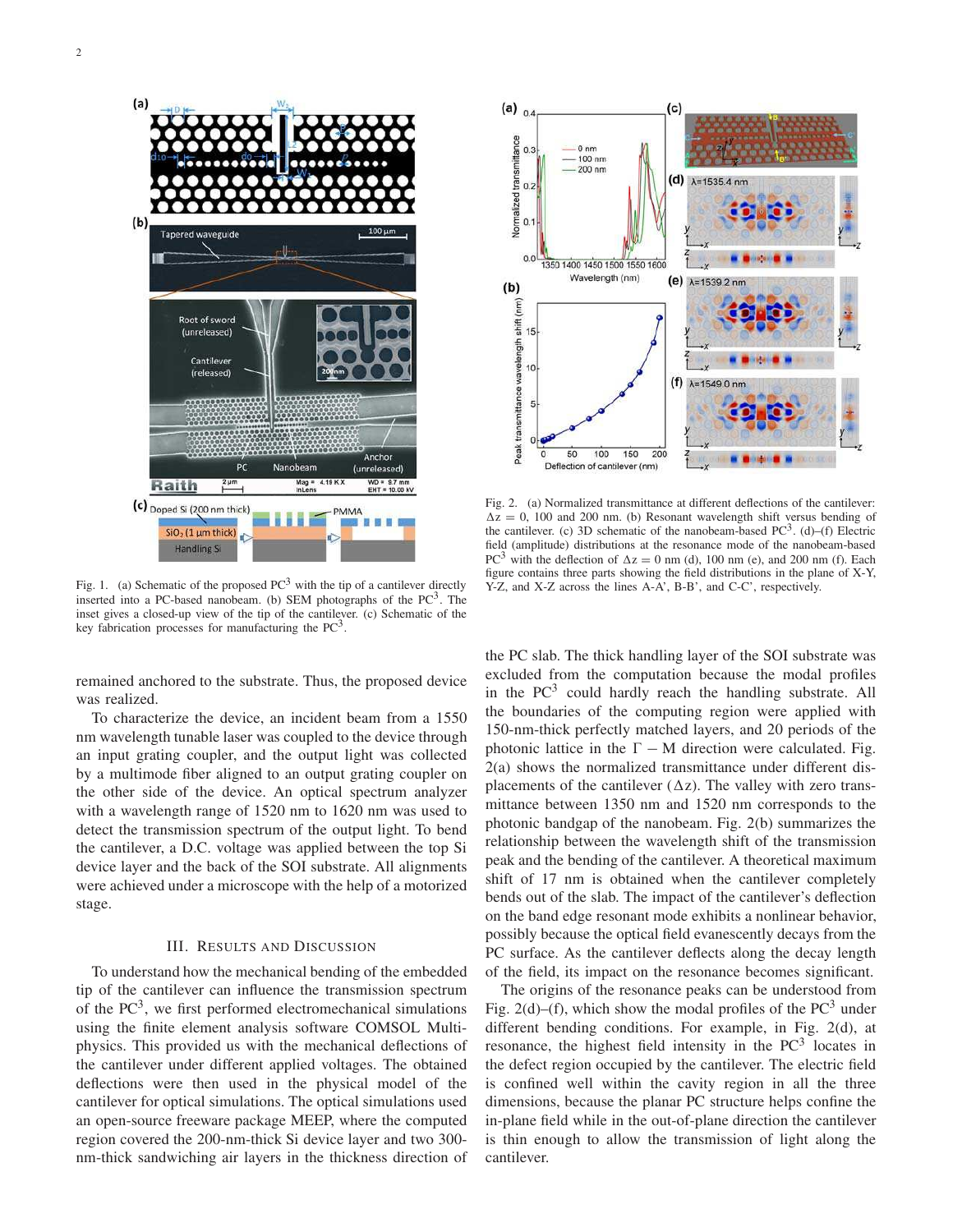Fig. 1. (a) Schematic of the proposed $PC^3$ with the tip of a cantilever directly inserted into a PC-based nanobeam. (b) SEM photographs of the $PC^3$. The inset gives a closed-up view of the tip of the cantilever. (c) Schematic of the key fabrication processes for manufacturing the $PC^3$.

Fig. 2. (a) Normalized transmittance at different deflections of the cantilever: $\Delta z$ = 0, 100 and 200 nm. (b) Resonant wavelength shift versus bending of the cantilever. (c) 3D schematic of the nanobeam-based $PC^3$. (d)–(f) Electric field (amplitude) distributions at the resonance mode of the nanobeam-based $PC^3$ with the deflection of $\Delta z$ = 0 nm (d), 100 nm (e), and 200 nm (f). Each figure contains three parts showing the field distributions in the plane of X-Y, Y-Z, and X-Z across the lines A-A', B-B', and C-C', respectively.

remained anchored to the substrate. Thus, the proposed device was realized.

To characterize the device, an incident beam from a 1550 nm wavelength tunable laser was coupled to the device through an input grating coupler, and the output light was collected by a multimode fiber aligned to an output grating coupler on the other side of the device. An optical spectrum analyzer with a wavelength range of 1520 nm to 1620 nm was used to detect the transmission spectrum of the output light. To bend the cantilever, a D.C. voltage was applied between the top Si device layer and the back of the SOI substrate. All alignments were achieved under a microscope with the help of a motorized stage.

## III. Results and Discussion

To understand how the mechanical bending of the embedded tip of the cantilever can influence the transmission spectrum of the $PC^3$, we first performed electromechanical simulations using the finite element analysis software COMSOL Multiphysics. This provided us with the mechanical deflections of the cantilever under different applied voltages. The obtained deflections were then used in the physical model of the cantilever for optical simulations. The optical simulations used an open-source freeware package MEEP, where the computed region covered the 200-nm-thick Si device layer and two 300-nm-thick sandwiching air layers in the thickness direction of the PC slab. The thick handling layer of the SOI substrate was excluded from the computation because the modal profiles in the $PC^3$ could hardly reach the handling substrate. All the boundaries of the computing region were applied with 150-nm-thick perfectly matched layers, and 20 periods of the photonic lattice in the $\Gamma - M$ direction were calculated. Fig. 2(a) shows the normalized transmittance under different displacements of the cantilever ($\Delta z$). The valley with zero transmittance between 1350 nm and 1520 nm corresponds to the photonic bandgap of the nanobeam. Fig. 2(b) summarizes the relationship between the wavelength shift of the transmission peak and the bending of the cantilever. A theoretical maximum shift of 17 nm is obtained when the cantilever completely bends out of the slab. The impact of the cantilever's deflection on the band edge resonant mode exhibits a nonlinear behavior, possibly because the optical field evanescently decays from the PC surface. As the cantilever deflects along the decay length of the field, its impact on the resonance becomes significant.

The origins of the resonance peaks can be understood from Fig. 2(d)–(f), which show the modal profiles of the $PC^3$ under different bending conditions. For example, in Fig. 2(d), at resonance, the highest field intensity in the $PC^3$ locates in the defect region occupied by the cantilever. The electric field is confined well within the cavity region in all the three dimensions, because the planar PC structure helps confine the in-plane field while in the out-of-plane direction the cantilever is thin enough to allow the transmission of light along the cantilever.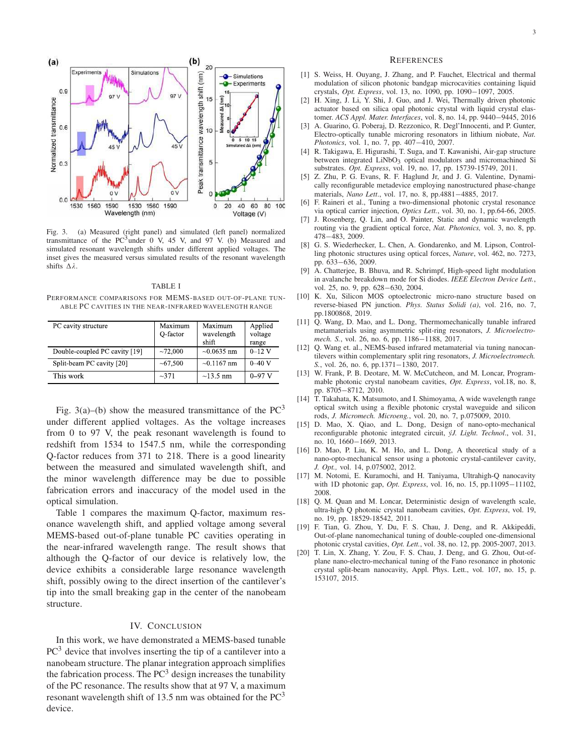(a)

Experiments

Simulations

Normalized transmittance

0.9

0.6

0.3

0.0

97 V

45 V

0 V

97 V

45 V

0 V

1530 1560 1590

1530 1560 1590

Wavelength (nm)

(b)

Peak transmittance wavelength shift (nm)

20

15

10

5

0

Simulations

Experiments

Measured Δλ (nm)

15

10

5

0

0 5 10 15

Simulated Δλ (nm)

0 20 40 60 80 100

Voltage (V)

Fig. 3. (a) Measured (right panel) and simulated (left panel) normalized transmittance of the PC[3] under 0 V, 45 V, and 97 V. (b) Measured and simulated resonant wavelength shifts under different applied voltages. The inset gives the measured versus simulated results of the resonant wavelength shifts $\Delta\lambda$.

TABLE I

PERFORMANCE COMPARISONS FOR MEMS-BASED OUT-OF-PLANE TUNABLE PC CAVITIES IN THE NEAR-INFRARED WAVELENGTH RANGE

| PC cavity structure | Maximum Q-factor | Maximum wavelength shift | Applied voltage range |
|---|---|---|---|
| Double-coupled PC cavity [19] | ~72,000 | ~0.0635 nm | 0–12 V |
| Split-beam PC cavity [20] | ~67,500 | ~0.1167 nm | 0–40 V |
| This work | ~371 | ~13.5 nm | 0–97 V |

Fig. 3(a)–(b) show the measured transmittance of the PC[3] under different applied voltages. As the voltage increases from 0 to 97 V, the peak resonant wavelength is found to redshift from 1534 to 1547.5 nm, while the corresponding Q-factor reduces from 371 to 218. There is a good linearity between the measured and simulated wavelength shift, and the minor wavelength difference may be due to possible fabrication errors and inaccuracy of the model used in the optical simulation.

Table 1 compares the maximum Q-factor, maximum resonance wavelength shift, and applied voltage among several MEMS-based out-of-plane tunable PC cavities operating in the near-infrared wavelength range. The result shows that although the Q-factor of our device is relatively low, the device exhibits a considerable large resonance wavelength shift, possibly owing to the direct insertion of the cantilever's tip into the small breaking gap in the center of the nanobeam structure.

## IV. Conclusion

In this work, we have demonstrated a MEMS-based tunable PC[3] device that involves inserting the tip of a cantilever into a nanobeam structure. The planar integration approach simplifies the fabrication process. The PC[3] design increases the tunability of the PC resonance. The results show that at 97 V, a maximum resonant wavelength shift of 13.5 nm was obtained for the PC[3] device.

## References

[1] S. Weiss, H. Ouyang, J. Zhang, and P. Fauchet, Electrical and thermal modulation of silicon photonic bandgap microcavities containing liquid crystals, *Opt. Express*, vol. 13, no. 1090, pp. 1090−1097, 2005.

[2] H. Xing, J. Li, Y. Shi, J. Guo, and J. Wei, Thermally driven photonic actuator based on silica opal photonic crystal with liquid crystal elastomer. *ACS Appl. Mater. Interfaces*, vol. 8, no. 14, pp. 9440−9445, 2016

[3] A. Guarino, G. Poberaj, D. Rezzonico, R. Degl'Innocenti, and P. Gunter, Electro-optically tunable microring resonators in lithium niobate, *Nat. Photonics*, vol. 1, no. 7, pp. 407−410, 2007.

[4] R. Takigawa, E. Higurashi, T. Suga, and T. Kawanishi, Air-gap structure between integrated $LiNbO_3$ optical modulators and micromachined Si substrates. *Opt. Express*, vol. 19, no. 17, pp. 15739-15749, 2011.

[5] Z. Zhu, P. G. Evans, R. F. Haglund Jr, and J. G. Valentine, Dynamically reconfigurable metadevice employing nanostructured phase-change materials, *Nano Lett.*, vol. 17, no. 8, pp.4881−4885, 2017.

[6] F. Raineri et al., Tuning a two-dimensional photonic crystal resonance via optical carrier injection, *Optics Lett.*, vol. 30, no. 1, pp.64-66, 2005.

[7] J. Rosenberg, Q. Lin, and O. Painter, Static and dynamic wavelength routing via the gradient optical force, *Nat. Photonics*, vol. 3, no. 8, pp. 478−483, 2009.

[8] G. S. Wiederhecker, L. Chen, A. Gondarenko, and M. Lipson, Controlling photonic structures using optical forces, *Nature*, vol. 462, no. 7273, pp. 633−636, 2009.

[9] A. Chatterjee, B. Bhuva, and R. Schrimpf, High-speed light modulation in avalanche breakdown mode for Si diodes. *IEEE Electron Device Lett.*, vol. 25, no. 9, pp. 628−630, 2004.

[10] K. Xu, Silicon MOS optoelectronic micro-nano structure based on reverse-biased PN junction. *Phys. Status Solidi (a)*, vol. 216, no. 7, pp.1800868, 2019.

[11] Q. Wang, D. Mao, and L. Dong, Thermomechanically tunable infrared metamaterials using asymmetric split-ring resonators, *J. Microelectromech. S.*, vol. 26, no. 6, pp. 1186−1188, 2017.

[12] Q. Wang et. al., NEMS-based infrared metamaterial via tuning nanocantilevers within complementary split ring resonators, *J. Microelectromech. S.*, vol. 26, no. 6, pp.1371−1380, 2017.

[13] W. Frank, P. B. Deotare, M. W. McCutcheon, and M. Loncar, Programmable photonic crystal nanobeam cavities, *Opt. Express*, vol.18, no. 8, pp. 8705−8712, 2010.

[14] T. Takahata, K. Matsumoto, and I. Shimoyama, A wide wavelength range optical switch using a flexible photonic crystal waveguide and silicon rods, *J. Micromech. Microeng.*, vol. 20, no. 7, p.075009, 2010.

[15] D. Mao, X. Qiao, and L. Dong, Design of nano-opto-mechanical reconfigurable photonic integrated circuit, *ýJ. Light. Technol.*, vol. 31, no. 10, 1660−1669, 2013.

[16] D. Mao, P. Liu, K. M. Ho, and L. Dong, A theoretical study of a nano-opto-mechanical sensor using a photonic crystal-cantilever cavity, *J. Opt.*, vol. 14, p.075002, 2012.

[17] M. Notomi, E. Kuramochi, and H. Taniyama, Ultrahigh-Q nanocavity with 1D photonic gap, *Opt. Express*, vol. 16, no. 15, pp.11095−11102, 2008.

[18] Q. M. Quan and M. Loncar, Deterministic design of wavelength scale, ultra-high Q photonic crystal nanobeam cavities, *Opt. Express*, vol. 19, no. 19, pp. 18529-18542, 2011.

[19] F. Tian, G. Zhou, Y. Du, F. S. Chau, J. Deng, and R. Akkipeddi, Out-of-plane nanomechanical tuning of double-coupled one-dimensional photonic crystal cavities, *Opt. Lett.*, vol. 38, no. 12, pp. 2005-2007, 2013.

[20] T. Lin, X. Zhang, Y. Zou, F. S. Chau, J. Deng, and G. Zhou, Out-of-plane nano-electro-mechanical tuning of the Fano resonance in photonic crystal split-beam nanocavity, Appl. Phys. Lett., vol. 107, no. 15, p. 153107, 2015.